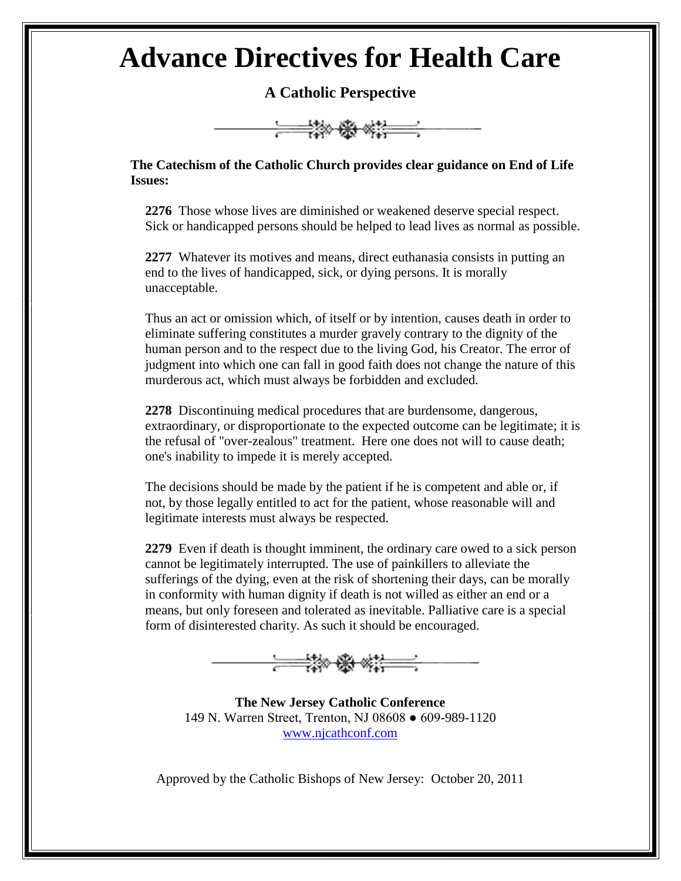# Advance Directives for Health Care

## A Catholic Perspective

**The Catechism of the Catholic Church provides clear guidance on End of Life Issues:**

**2276** Those whose lives are diminished or weakened deserve special respect. Sick or handicapped persons should be helped to lead lives as normal as possible.

**2277** Whatever its motives and means, direct euthanasia consists in putting an end to the lives of handicapped, sick, or dying persons. It is morally unacceptable.

Thus an act or omission which, of itself or by intention, causes death in order to eliminate suffering constitutes a murder gravely contrary to the dignity of the human person and to the respect due to the living God, his Creator. The error of judgment into which one can fall in good faith does not change the nature of this murderous act, which must always be forbidden and excluded.

**2278** Discontinuing medical procedures that are burdensome, dangerous, extraordinary, or disproportionate to the expected outcome can be legitimate; it is the refusal of "over-zealous" treatment. Here one does not will to cause death; one's inability to impede it is merely accepted.

The decisions should be made by the patient if he is competent and able or, if not, by those legally entitled to act for the patient, whose reasonable will and legitimate interests must always be respected.

**2279** Even if death is thought imminent, the ordinary care owed to a sick person cannot be legitimately interrupted. The use of painkillers to alleviate the sufferings of the dying, even at the risk of shortening their days, can be morally in conformity with human dignity if death is not willed as either an end or a means, but only foreseen and tolerated as inevitable. Palliative care is a special form of disinterested charity. As such it should be encouraged.

**The New Jersey Catholic Conference**
149 N. Warren Street, Trenton, NJ 08608 ● 609-989-1120
www.njcathconf.com

Approved by the Catholic Bishops of New Jersey: October 20, 2011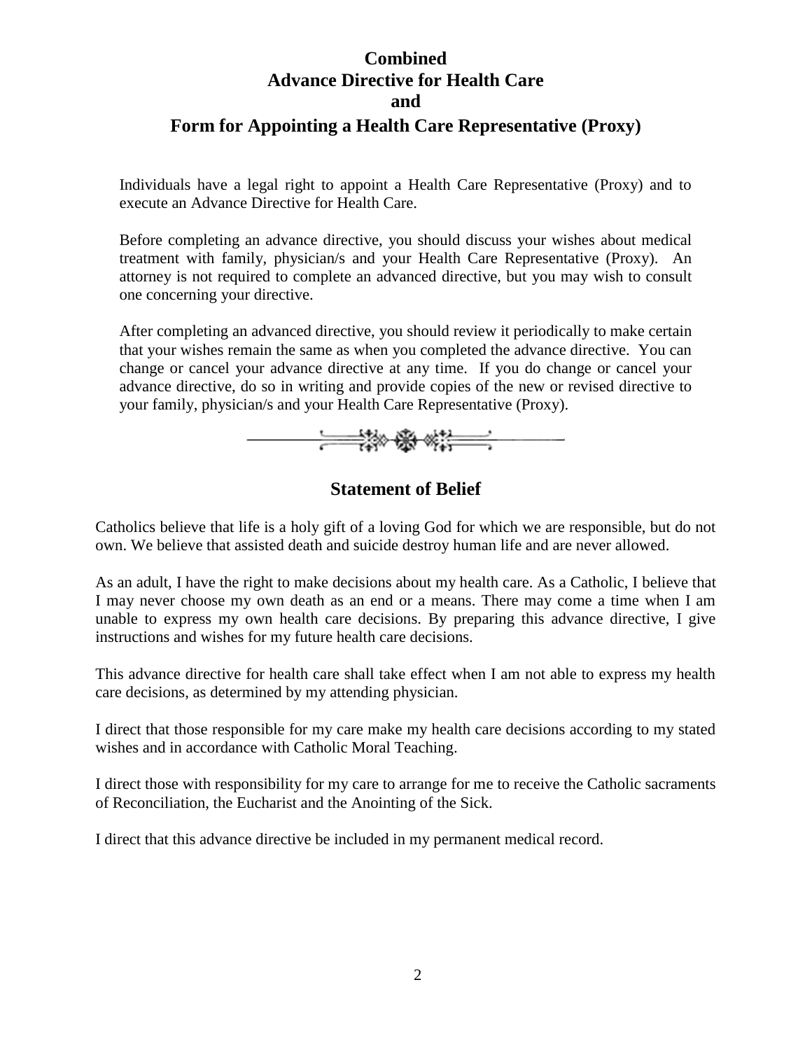# Combined
# Advance Directive for Health Care
# and
# Form for Appointing a Health Care Representative (Proxy)

Individuals have a legal right to appoint a Health Care Representative (Proxy) and to execute an Advance Directive for Health Care.

Before completing an advance directive, you should discuss your wishes about medical treatment with family, physician/s and your Health Care Representative (Proxy). An attorney is not required to complete an advanced directive, but you may wish to consult one concerning your directive.

After completing an advanced directive, you should review it periodically to make certain that your wishes remain the same as when you completed the advance directive. You can change or cancel your advance directive at any time. If you do change or cancel your advance directive, do so in writing and provide copies of the new or revised directive to your family, physician/s and your Health Care Representative (Proxy).

## Statement of Belief

Catholics believe that life is a holy gift of a loving God for which we are responsible, but do not own. We believe that assisted death and suicide destroy human life and are never allowed.

As an adult, I have the right to make decisions about my health care. As a Catholic, I believe that I may never choose my own death as an end or a means. There may come a time when I am unable to express my own health care decisions. By preparing this advance directive, I give instructions and wishes for my future health care decisions.

This advance directive for health care shall take effect when I am not able to express my health care decisions, as determined by my attending physician.

I direct that those responsible for my care make my health care decisions according to my stated wishes and in accordance with Catholic Moral Teaching.

I direct those with responsibility for my care to arrange for me to receive the Catholic sacraments of Reconciliation, the Eucharist and the Anointing of the Sick.

I direct that this advance directive be included in my permanent medical record.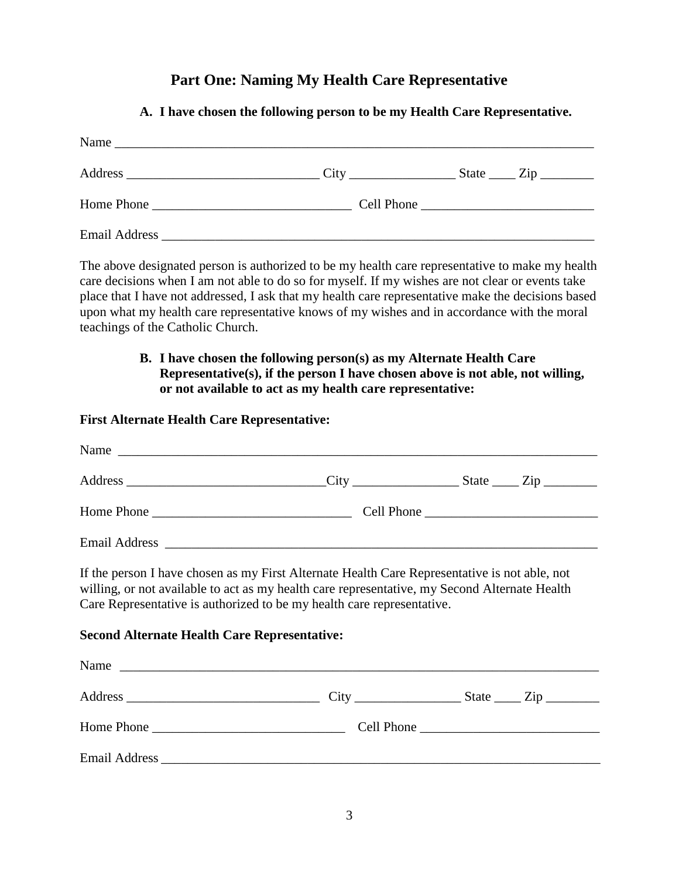## Part One: Naming My Health Care Representative

**A. I have chosen the following person to be my Health Care Representative.**

Name ___________________________________________________________________________

Address ____________________________ City _______________ State ____ Zip ________

Home Phone _____________________________ Cell Phone _________________________

Email Address ____________________________________________________________________

The above designated person is authorized to be my health care representative to make my health care decisions when I am not able to do so for myself. If my wishes are not clear or events take place that I have not addressed, I ask that my health care representative make the decisions based upon what my health care representative knows of my wishes and in accordance with the moral teachings of the Catholic Church.

**B. I have chosen the following person(s) as my Alternate Health Care Representative(s), if the person I have chosen above is not able, not willing, or not available to act as my health care representative:**

**First Alternate Health Care Representative:**

Name ___________________________________________________________________________

Address _____________________________City _______________ State ____ Zip ________

Home Phone _____________________________ Cell Phone _________________________

Email Address ____________________________________________________________________

If the person I have chosen as my First Alternate Health Care Representative is not able, not willing, or not available to act as my health care representative, my Second Alternate Health Care Representative is authorized to be my health care representative.

**Second Alternate Health Care Representative:**

Name ___________________________________________________________________________

Address ____________________________ City _______________ State ____ Zip ________

Home Phone ____________________________ Cell Phone __________________________

Email Address _____________________________________________________________________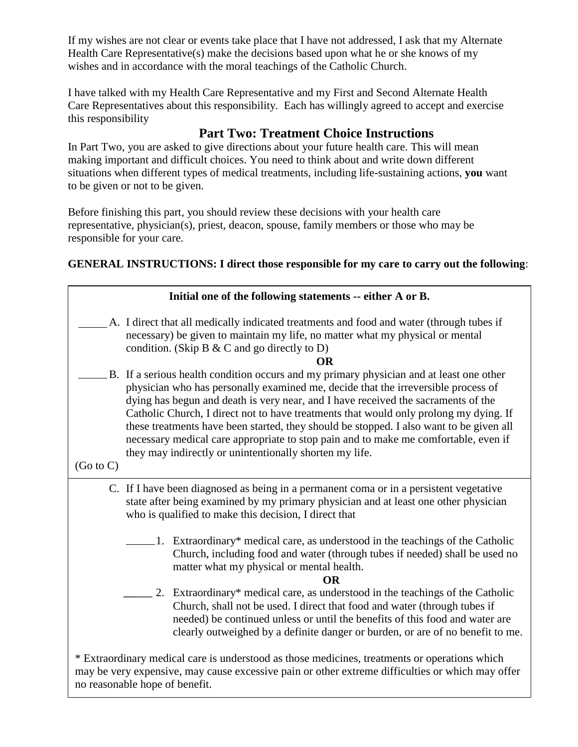If my wishes are not clear or events take place that I have not addressed, I ask that my Alternate Health Care Representative(s) make the decisions based upon what he or she knows of my wishes and in accordance with the moral teachings of the Catholic Church.

I have talked with my Health Care Representative and my First and Second Alternate Health Care Representatives about this responsibility. Each has willingly agreed to accept and exercise this responsibility

## Part Two: Treatment Choice Instructions

In Part Two, you are asked to give directions about your future health care. This will mean making important and difficult choices. You need to think about and write down different situations when different types of medical treatments, including life-sustaining actions, **you** want to be given or not to be given.

Before finishing this part, you should review these decisions with your health care representative, physician(s), priest, deacon, spouse, family members or those who may be responsible for your care.

**GENERAL INSTRUCTIONS: I direct those responsible for my care to carry out the following**:

**Initial one of the following statements -- either A or B.**

_____ A. I direct that all medically indicated treatments and food and water (through tubes if necessary) be given to maintain my life, no matter what my physical or mental condition. (Skip B & C and go directly to D)

**OR**

_____ B. If a serious health condition occurs and my primary physician and at least one other physician who has personally examined me, decide that the irreversible process of dying has begun and death is very near, and I have received the sacraments of the Catholic Church, I direct not to have treatments that would only prolong my dying. If these treatments have been started, they should be stopped. I also want to be given all necessary medical care appropriate to stop pain and to make me comfortable, even if they may indirectly or unintentionally shorten my life.

(Go to C)

C. If I have been diagnosed as being in a permanent coma or in a persistent vegetative state after being examined by my primary physician and at least one other physician who is qualified to make this decision, I direct that

_____ 1. Extraordinary* medical care, as understood in the teachings of the Catholic Church, including food and water (through tubes if needed) shall be used no matter what my physical or mental health.

**OR**

_____ 2. Extraordinary* medical care, as understood in the teachings of the Catholic Church, shall not be used. I direct that food and water (through tubes if needed) be continued unless or until the benefits of this food and water are clearly outweighed by a definite danger or burden, or are of no benefit to me.

* Extraordinary medical care is understood as those medicines, treatments or operations which may be very expensive, may cause excessive pain or other extreme difficulties or which may offer no reasonable hope of benefit.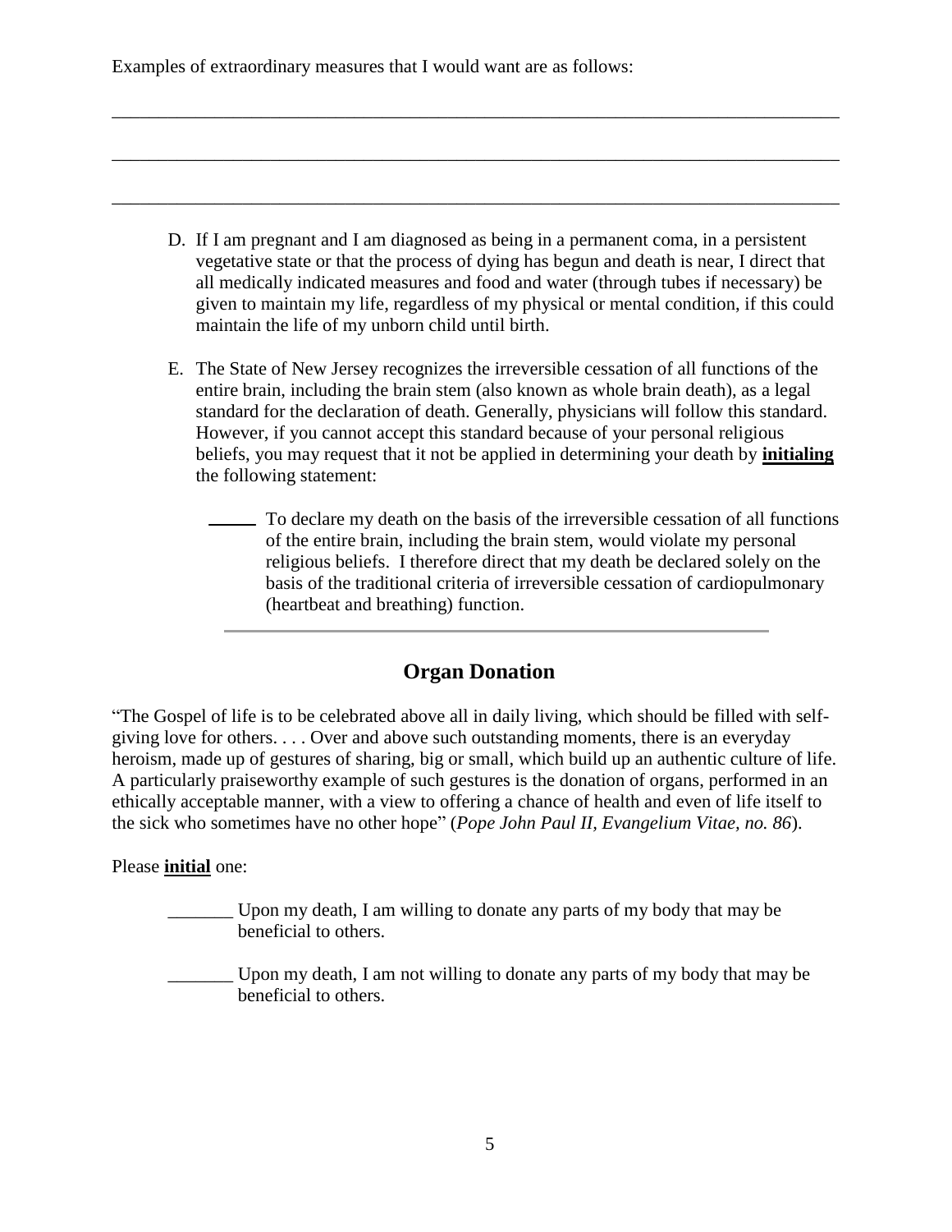Examples of extraordinary measures that I would want are as follows:

______________________________________________________________________________

______________________________________________________________________________

______________________________________________________________________________

D. If I am pregnant and I am diagnosed as being in a permanent coma, in a persistent vegetative state or that the process of dying has begun and death is near, I direct that all medically indicated measures and food and water (through tubes if necessary) be given to maintain my life, regardless of my physical or mental condition, if this could maintain the life of my unborn child until birth.

E. The State of New Jersey recognizes the irreversible cessation of all functions of the entire brain, including the brain stem (also known as whole brain death), as a legal standard for the declaration of death. Generally, physicians will follow this standard. However, if you cannot accept this standard because of your personal religious beliefs, you may request that it not be applied in determining your death by **initialing** the following statement:

   _____ To declare my death on the basis of the irreversible cessation of all functions of the entire brain, including the brain stem, would violate my personal religious beliefs. I therefore direct that my death be declared solely on the basis of the traditional criteria of irreversible cessation of cardiopulmonary (heartbeat and breathing) function.

---

## Organ Donation

"The Gospel of life is to be celebrated above all in daily living, which should be filled with self-giving love for others. . . . Over and above such outstanding moments, there is an everyday heroism, made up of gestures of sharing, big or small, which build up an authentic culture of life. A particularly praiseworthy example of such gestures is the donation of organs, performed in an ethically acceptable manner, with a view to offering a chance of health and even of life itself to the sick who sometimes have no other hope" (*Pope John Paul II, Evangelium Vitae, no. 86*).

Please **initial** one:

_______ Upon my death, I am willing to donate any parts of my body that may be beneficial to others.

_______ Upon my death, I am not willing to donate any parts of my body that may be beneficial to others.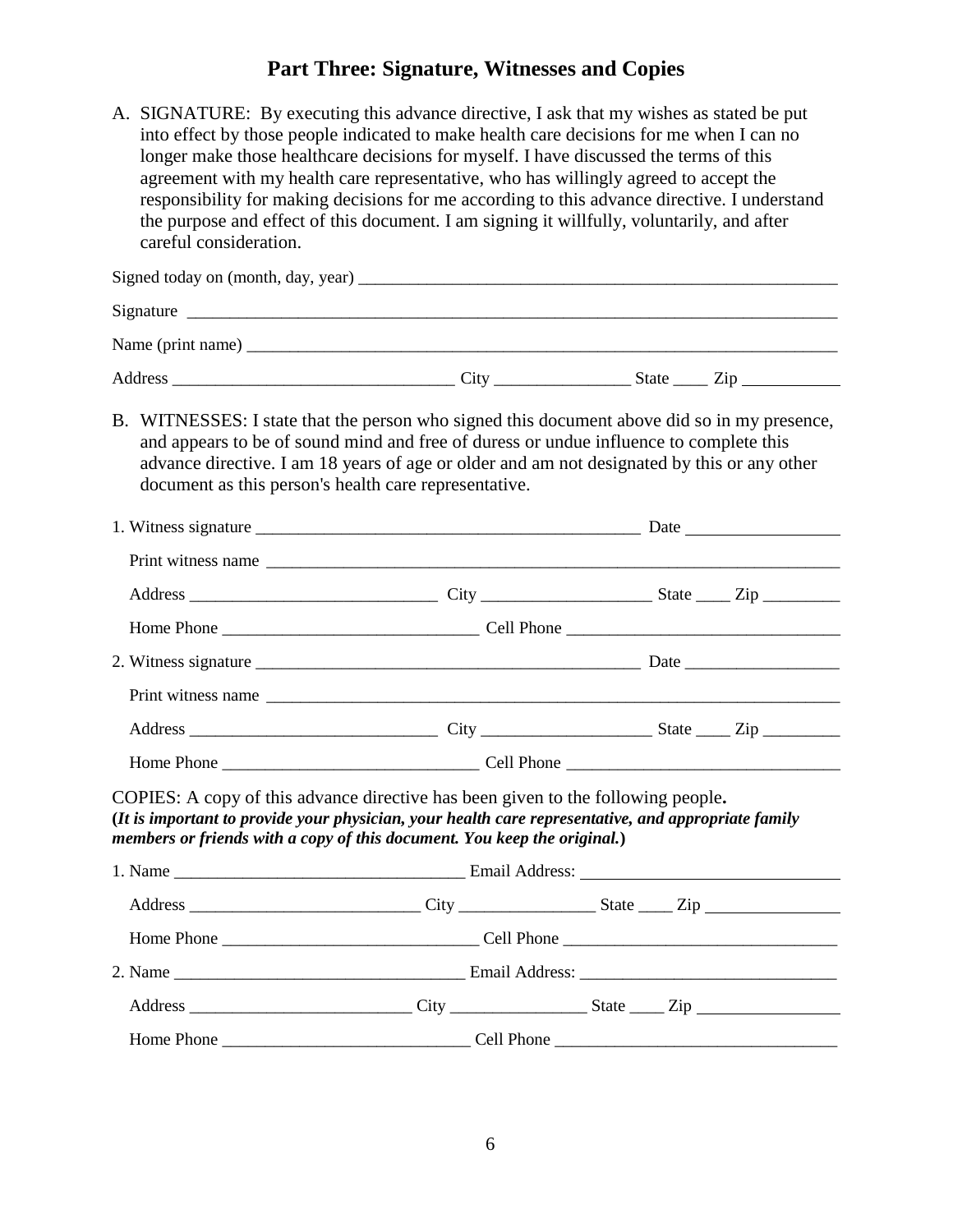## Part Three: Signature, Witnesses and Copies

A. SIGNATURE: By executing this advance directive, I ask that my wishes as stated be put into effect by those people indicated to make health care decisions for me when I can no longer make those healthcare decisions for myself. I have discussed the terms of this agreement with my health care representative, who has willingly agreed to accept the responsibility for making decisions for me according to this advance directive. I understand the purpose and effect of this document. I am signing it willfully, voluntarily, and after careful consideration.

Signed today on (month, day, year) ____________________________________________

Signature ____________________________________________

Name (print name) ____________________________________________

Address ________________________ City ______________ State ____ Zip __________

B. WITNESSES: I state that the person who signed this document above did so in my presence, and appears to be of sound mind and free of duress or undue influence to complete this advance directive. I am 18 years of age or older and am not designated by this or any other document as this person's health care representative.

1. Witness signature ____________________________________ Date ______________

   Print witness name ____________________________________________

   Address ______________________ City _______________ State ____ Zip ________

   Home Phone ______________________ Cell Phone ______________________

2. Witness signature ____________________________________ Date ______________

   Print witness name ____________________________________________

   Address ______________________ City _______________ State ____ Zip ________

   Home Phone ______________________ Cell Phone ______________________

COPIES: A copy of this advance directive has been given to the following people**.**
**(*It is important to provide your physician, your health care representative, and appropriate family members or friends with a copy of this document. You keep the original.*)**

1. Name __________________________ Email Address: ______________________

   Address ____________________ City ______________ State ____ Zip ____________

   Home Phone ______________________ Cell Phone ______________________

2. Name __________________________ Email Address: ______________________

   Address ____________________ City ______________ State ____ Zip ____________

   Home Phone ______________________ Cell Phone ______________________